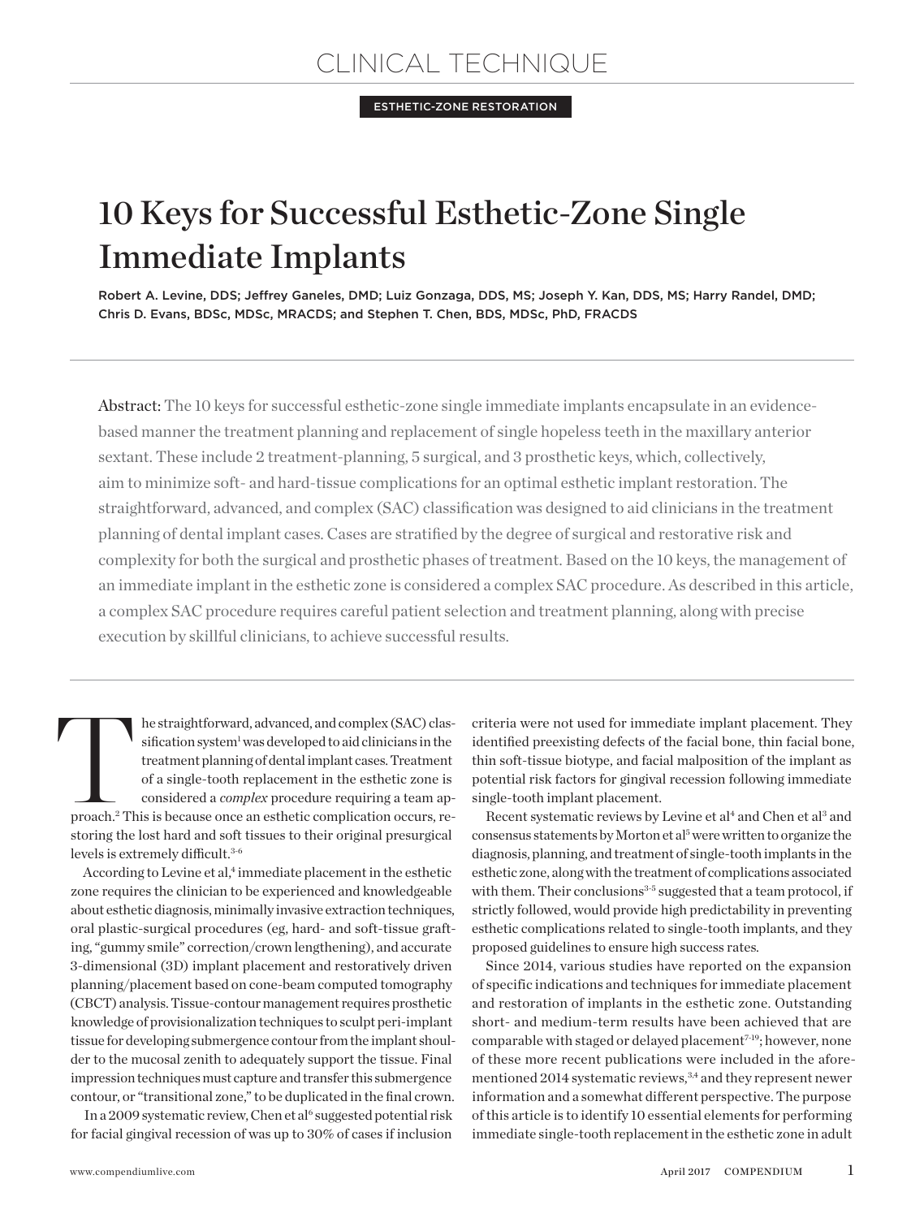CLINICAL TECHNIQUE

ESTHETIC-ZONE RESTORATION

# 10 Keys for Successful Esthetic-Zone Single Immediate Implants

Robert A. Levine, DDS; Jeffrey Ganeles, DMD; Luiz Gonzaga, DDS, MS; Joseph Y. Kan, DDS, MS; Harry Randel, DMD; Chris D. Evans, BDSc, MDSc, MRACDS; and Stephen T. Chen, BDS, MDSc, PhD, FRACDS

**Abstract:** The 10 keys for successful esthetic-zone single immediate implants encapsulate in an evidence-based manner the treatment planning and replacement of single hopeless teeth in the maxillary anterior sextant. These include 2 treatment-planning, 5 surgical, and 3 prosthetic keys, which, collectively, aim to minimize soft- and hard-tissue complications for an optimal esthetic implant restoration. The straightforward, advanced, and complex (SAC) classification was designed to aid clinicians in the treatment planning of dental implant cases. Cases are stratified by the degree of surgical and restorative risk and complexity for both the surgical and prosthetic phases of treatment. Based on the 10 keys, the management of an immediate implant in the esthetic zone is considered a complex SAC procedure. As described in this article, a complex SAC procedure requires careful patient selection and treatment planning, along with precise execution by skillful clinicians, to achieve successful results.

The straightforward, advanced, and complex (SAC) classification system[1] was developed to aid clinicians in the treatment planning of dental implant cases. Treatment of a single-tooth replacement in the esthetic zone is considered a *complex* procedure requiring a team approach.[2] This is because once an esthetic complication occurs, restoring the lost hard and soft tissues to their original presurgical levels is extremely difficult.[3-6]

According to Levine et al,[4] immediate placement in the esthetic zone requires the clinician to be experienced and knowledgeable about esthetic diagnosis, minimally invasive extraction techniques, oral plastic-surgical procedures (eg, hard- and soft-tissue grafting, "gummy smile" correction/crown lengthening), and accurate 3-dimensional (3D) implant placement and restoratively driven planning/placement based on cone-beam computed tomography (CBCT) analysis. Tissue-contour management requires prosthetic knowledge of provisionalization techniques to sculpt peri-implant tissue for developing submergence contour from the implant shoulder to the mucosal zenith to adequately support the tissue. Final impression techniques must capture and transfer this submergence contour, or "transitional zone," to be duplicated in the final crown.

In a 2009 systematic review, Chen et al[6] suggested potential risk for facial gingival recession of was up to 30% of cases if inclusion criteria were not used for immediate implant placement. They identified preexisting defects of the facial bone, thin facial bone, thin soft-tissue biotype, and facial malposition of the implant as potential risk factors for gingival recession following immediate single-tooth implant placement.

Recent systematic reviews by Levine et al[4] and Chen et al[3] and consensus statements by Morton et al[5] were written to organize the diagnosis, planning, and treatment of single-tooth implants in the esthetic zone, along with the treatment of complications associated with them. Their conclusions[3-5] suggested that a team protocol, if strictly followed, would provide high predictability in preventing esthetic complications related to single-tooth implants, and they proposed guidelines to ensure high success rates.

Since 2014, various studies have reported on the expansion of specific indications and techniques for immediate placement and restoration of implants in the esthetic zone. Outstanding short- and medium-term results have been achieved that are comparable with staged or delayed placement[7-19]; however, none of these more recent publications were included in the aforementioned 2014 systematic reviews,[3,4] and they represent newer information and a somewhat different perspective. The purpose of this article is to identify 10 essential elements for performing immediate single-tooth replacement in the esthetic zone in adult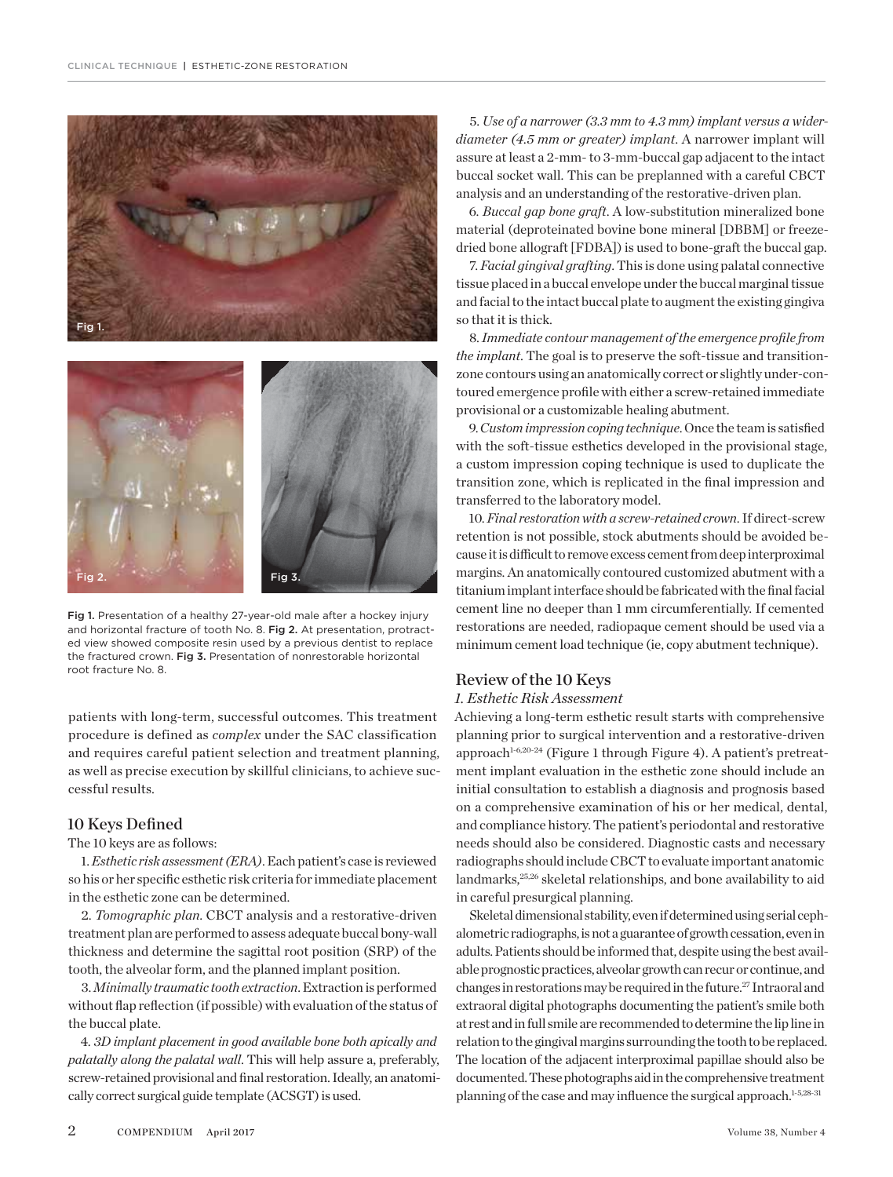Fig 1. Presentation of a healthy 27-year-old male after a hockey injury and horizontal fracture of tooth No. 8. Fig 2. At presentation, protracted view showed composite resin used by a previous dentist to replace the fractured crown. Fig 3. Presentation of nonrestorable horizontal root fracture No. 8.

patients with long-term, successful outcomes. This treatment procedure is defined as *complex* under the SAC classification and requires careful patient selection and treatment planning, as well as precise execution by skillful clinicians, to achieve successful results.

## 10 Keys Defined

The 10 keys are as follows:

1. *Esthetic risk assessment (ERA).* Each patient's case is reviewed so his or her specific esthetic risk criteria for immediate placement in the esthetic zone can be determined.

2. *Tomographic plan.* CBCT analysis and a restorative-driven treatment plan are performed to assess adequate buccal bony-wall thickness and determine the sagittal root position (SRP) of the tooth, the alveolar form, and the planned implant position.

3. *Minimally traumatic tooth extraction.* Extraction is performed without flap reflection (if possible) with evaluation of the status of the buccal plate.

4. *3D implant placement in good available bone both apically and palatally along the palatal wall.* This will help assure a, preferably, screw-retained provisional and final restoration. Ideally, an anatomically correct surgical guide template (ACSGT) is used.

5. *Use of a narrower (3.3 mm to 4.3 mm) implant versus a wider-diameter (4.5 mm or greater) implant.* A narrower implant will assure at least a 2-mm- to 3-mm-buccal gap adjacent to the intact buccal socket wall. This can be preplanned with a careful CBCT analysis and an understanding of the restorative-driven plan.

6. *Buccal gap bone graft.* A low-substitution mineralized bone material (deproteinated bovine bone mineral [DBBM] or freeze-dried bone allograft [FDBA]) is used to bone-graft the buccal gap.

7. *Facial gingival grafting.* This is done using palatal connective tissue placed in a buccal envelope under the buccal marginal tissue and facial to the intact buccal plate to augment the existing gingiva so that it is thick.

8. *Immediate contour management of the emergence profile from the implant.* The goal is to preserve the soft-tissue and transition-zone contours using an anatomically correct or slightly under-contoured emergence profile with either a screw-retained immediate provisional or a customizable healing abutment.

9. *Custom impression coping technique.* Once the team is satisfied with the soft-tissue esthetics developed in the provisional stage, a custom impression coping technique is used to duplicate the transition zone, which is replicated in the final impression and transferred to the laboratory model.

10. *Final restoration with a screw-retained crown.* If direct-screw retention is not possible, stock abutments should be avoided because it is difficult to remove excess cement from deep interproximal margins. An anatomically contoured customized abutment with a titanium implant interface should be fabricated with the final facial cement line no deeper than 1 mm circumferentially. If cemented restorations are needed, radiopaque cement should be used via a minimum cement load technique (ie, copy abutment technique).

## Review of the 10 Keys

### *1. Esthetic Risk Assessment*

Achieving a long-term esthetic result starts with comprehensive planning prior to surgical intervention and a restorative-driven approach[1-6,20-24] (Figure 1 through Figure 4). A patient's pretreatment implant evaluation in the esthetic zone should include an initial consultation to establish a diagnosis and prognosis based on a comprehensive examination of his or her medical, dental, and compliance history. The patient's periodontal and restorative needs should also be considered. Diagnostic casts and necessary radiographs should include CBCT to evaluate important anatomic landmarks,[25,26] skeletal relationships, and bone availability to aid in careful presurgical planning.

Skeletal dimensional stability, even if determined using serial cephalometric radiographs, is not a guarantee of growth cessation, even in adults. Patients should be informed that, despite using the best available prognostic practices, alveolar growth can recur or continue, and changes in restorations may be required in the future.[27] Intraoral and extraoral digital photographs documenting the patient's smile both at rest and in full smile are recommended to determine the lip line in relation to the gingival margins surrounding the tooth to be replaced. The location of the adjacent interproximal papillae should also be documented. These photographs aid in the comprehensive treatment planning of the case and may influence the surgical approach.[1-5,28-31]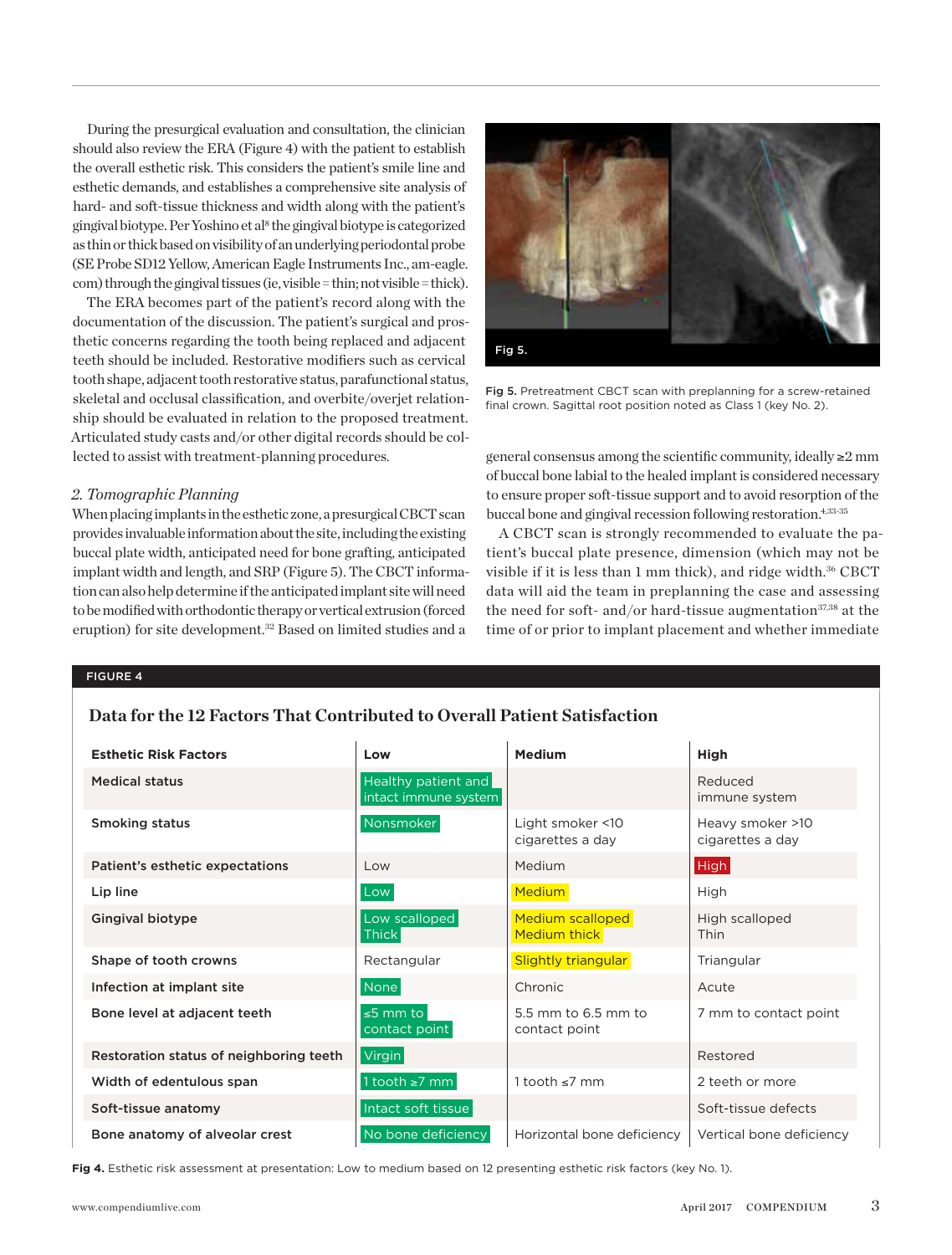During the presurgical evaluation and consultation, the clinician should also review the ERA (Figure 4) with the patient to establish the overall esthetic risk. This considers the patient's smile line and esthetic demands, and establishes a comprehensive site analysis of hard- and soft-tissue thickness and width along with the patient's gingival biotype. Per Yoshino et al[8] the gingival biotype is categorized as thin or thick based on visibility of an underlying periodontal probe (SE Probe SD12 Yellow, American Eagle Instruments Inc., am-eagle.com) through the gingival tissues (ie, visible = thin; not visible = thick).

The ERA becomes part of the patient's record along with the documentation of the discussion. The patient's surgical and prosthetic concerns regarding the tooth being replaced and adjacent teeth should be included. Restorative modifiers such as cervical tooth shape, adjacent tooth restorative status, parafunctional status, skeletal and occlusal classification, and overbite/overjet relationship should be evaluated in relation to the proposed treatment. Articulated study casts and/or other digital records should be collected to assist with treatment-planning procedures.

*2. Tomographic Planning*

When placing implants in the esthetic zone, a presurgical CBCT scan provides invaluable information about the site, including the existing buccal plate width, anticipated need for bone grafting, anticipated implant width and length, and SRP (Figure 5). The CBCT information can also help determine if the anticipated implant site will need to be modified with orthodontic therapy or vertical extrusion (forced eruption) for site development.[32] Based on limited studies and a general consensus among the scientific community, ideally ≥2 mm of buccal bone labial to the healed implant is considered necessary to ensure proper soft-tissue support and to avoid resorption of the buccal bone and gingival recession following restoration.[4,33-35]

A CBCT scan is strongly recommended to evaluate the patient's buccal plate presence, dimension (which may not be visible if it is less than 1 mm thick), and ridge width.[36] CBCT data will aid the team in preplanning the case and assessing the need for soft- and/or hard-tissue augmentation[37,38] at the time of or prior to implant placement and whether immediate

Fig 5.

**Fig 5.** Pretreatment CBCT scan with preplanning for a screw-retained final crown. Sagittal root position noted as Class 1 (key No. 2).

**FIGURE 4**

**Data for the 12 Factors That Contributed to Overall Patient Satisfaction**

| Esthetic Risk Factors | Low | Medium | High |
|---|---|---|---|
| Medical status | Healthy patient and intact immune system | | Reduced immune system |
| Smoking status | Nonsmoker | Light smoker <10 cigarettes a day | Heavy smoker >10 cigarettes a day |
| Patient's esthetic expectations | Low | Medium | High |
| Lip line | Low | Medium | High |
| Gingival biotype | Low scalloped Thick | Medium scalloped Medium thick | High scalloped Thin |
| Shape of tooth crowns | Rectangular | Slightly triangular | Triangular |
| Infection at implant site | None | Chronic | Acute |
| Bone level at adjacent teeth | ≤5 mm to contact point | 5.5 mm to 6.5 mm to contact point | 7 mm to contact point |
| Restoration status of neighboring teeth | Virgin | | Restored |
| Width of edentulous span | 1 tooth ≥7 mm | 1 tooth ≤7 mm | 2 teeth or more |
| Soft-tissue anatomy | Intact soft tissue | | Soft-tissue defects |
| Bone anatomy of alveolar crest | No bone deficiency | Horizontal bone deficiency | Vertical bone deficiency |

**Fig 4.** Esthetic risk assessment at presentation: Low to medium based on 12 presenting esthetic risk factors (key No. 1).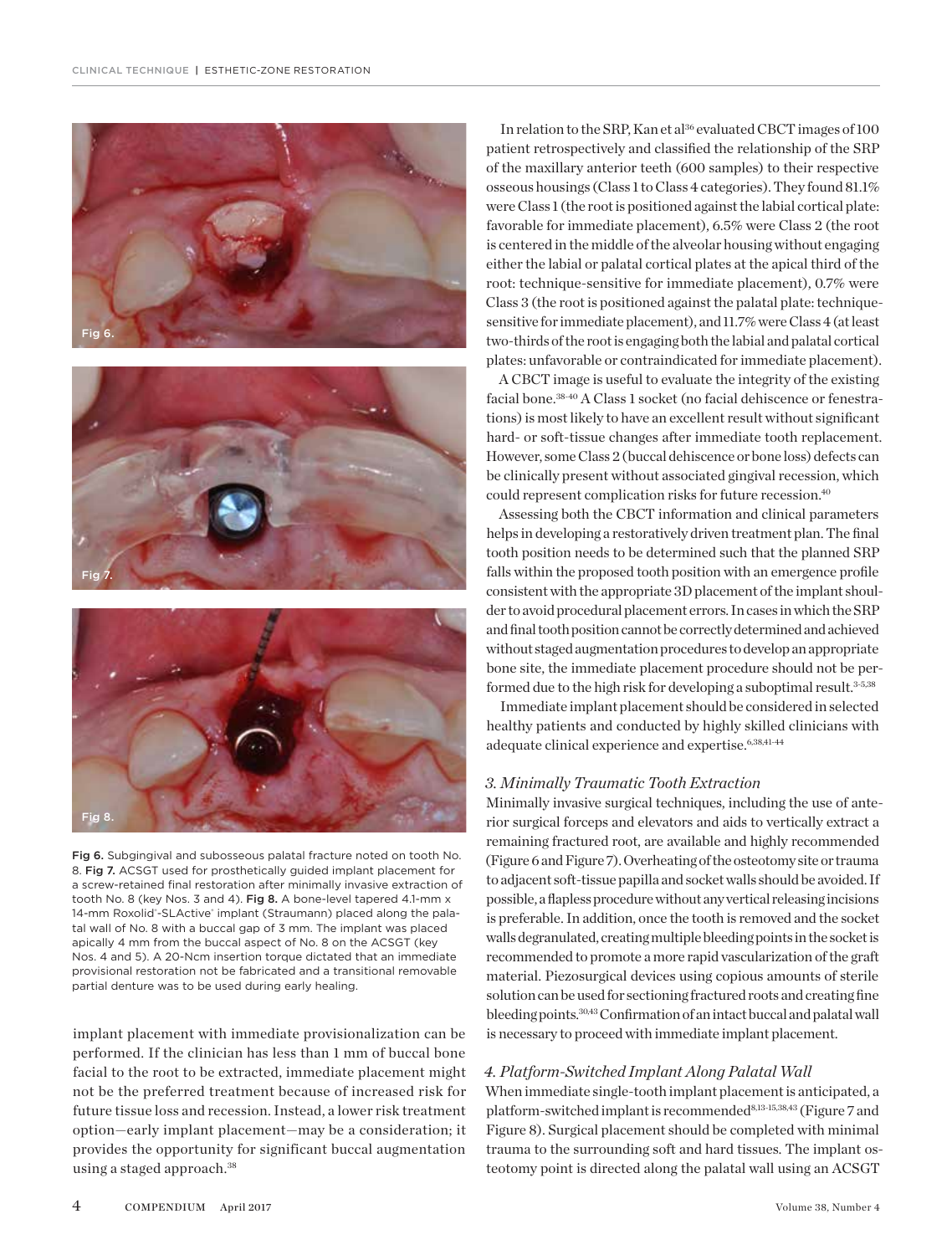Fig 6. Subgingival and subosseous palatal fracture noted on tooth No. 8. Fig 7. ACSGT used for prosthetically guided implant placement for a screw-retained final restoration after minimally invasive extraction of tooth No. 8 (key Nos. 3 and 4). Fig 8. A bone-level tapered 4.1-mm x 14-mm Roxolid®-SLActive® implant (Straumann) placed along the palatal wall of No. 8 with a buccal gap of 3 mm. The implant was placed apically 4 mm from the buccal aspect of No. 8 on the ACSGT (key Nos. 4 and 5). A 20-Ncm insertion torque dictated that an immediate provisional restoration not be fabricated and a transitional removable partial denture was to be used during early healing.

implant placement with immediate provisionalization can be performed. If the clinician has less than 1 mm of buccal bone facial to the root to be extracted, immediate placement might not be the preferred treatment because of increased risk for future tissue loss and recession. Instead, a lower risk treatment option—early implant placement—may be a consideration; it provides the opportunity for significant buccal augmentation using a staged approach.[38]

In relation to the SRP, Kan et al[36] evaluated CBCT images of 100 patient retrospectively and classified the relationship of the SRP of the maxillary anterior teeth (600 samples) to their respective osseous housings (Class 1 to Class 4 categories). They found 81.1% were Class 1 (the root is positioned against the labial cortical plate: favorable for immediate placement), 6.5% were Class 2 (the root is centered in the middle of the alveolar housing without engaging either the labial or palatal cortical plates at the apical third of the root: technique-sensitive for immediate placement), 0.7% were Class 3 (the root is positioned against the palatal plate: technique-sensitive for immediate placement), and 11.7% were Class 4 (at least two-thirds of the root is engaging both the labial and palatal cortical plates: unfavorable or contraindicated for immediate placement).

A CBCT image is useful to evaluate the integrity of the existing facial bone.[38-40] A Class 1 socket (no facial dehiscence or fenestrations) is most likely to have an excellent result without significant hard- or soft-tissue changes after immediate tooth replacement. However, some Class 2 (buccal dehiscence or bone loss) defects can be clinically present without associated gingival recession, which could represent complication risks for future recession.[40]

Assessing both the CBCT information and clinical parameters helps in developing a restoratively driven treatment plan. The final tooth position needs to be determined such that the planned SRP falls within the proposed tooth position with an emergence profile consistent with the appropriate 3D placement of the implant shoulder to avoid procedural placement errors. In cases in which the SRP and final tooth position cannot be correctly determined and achieved without staged augmentation procedures to develop an appropriate bone site, the immediate placement procedure should not be performed due to the high risk for developing a suboptimal result.[3-5,38]

Immediate implant placement should be considered in selected healthy patients and conducted by highly skilled clinicians with adequate clinical experience and expertise.[6,38,41-44]

### *3. Minimally Traumatic Tooth Extraction*

Minimally invasive surgical techniques, including the use of anterior surgical forceps and elevators and aids to vertically extract a remaining fractured root, are available and highly recommended (Figure 6 and Figure 7). Overheating of the osteotomy site or trauma to adjacent soft-tissue papilla and socket walls should be avoided. If possible, a flapless procedure without any vertical releasing incisions is preferable. In addition, once the tooth is removed and the socket walls degranulated, creating multiple bleeding points in the socket is recommended to promote a more rapid vascularization of the graft material. Piezosurgical devices using copious amounts of sterile solution can be used for sectioning fractured roots and creating fine bleeding points.[30,43] Confirmation of an intact buccal and palatal wall is necessary to proceed with immediate implant placement.

### *4. Platform-Switched Implant Along Palatal Wall*

When immediate single-tooth implant placement is anticipated, a platform-switched implant is recommended[8,13-15,38,43] (Figure 7 and Figure 8). Surgical placement should be completed with minimal trauma to the surrounding soft and hard tissues. The implant osteotomy point is directed along the palatal wall using an ACSGT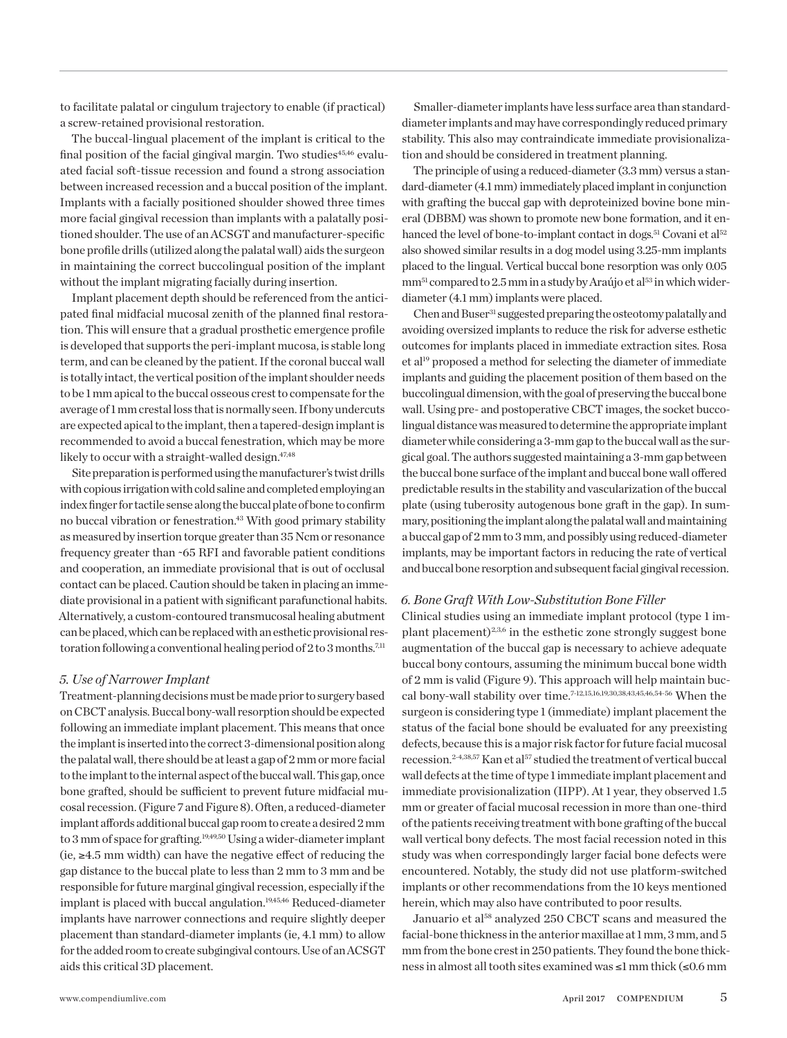to facilitate palatal or cingulum trajectory to enable (if practical) a screw-retained provisional restoration.

The buccal-lingual placement of the implant is critical to the final position of the facial gingival margin. Two studies[45,46] evaluated facial soft-tissue recession and found a strong association between increased recession and a buccal position of the implant. Implants with a facially positioned shoulder showed three times more facial gingival recession than implants with a palatally positioned shoulder. The use of an ACSGT and manufacturer-specific bone profile drills (utilized along the palatal wall) aids the surgeon in maintaining the correct buccolingual position of the implant without the implant migrating facially during insertion.

Implant placement depth should be referenced from the anticipated final midfacial mucosal zenith of the planned final restoration. This will ensure that a gradual prosthetic emergence profile is developed that supports the peri-implant mucosa, is stable long term, and can be cleaned by the patient. If the coronal buccal wall is totally intact, the vertical position of the implant shoulder needs to be 1 mm apical to the buccal osseous crest to compensate for the average of 1 mm crestal loss that is normally seen. If bony undercuts are expected apical to the implant, then a tapered-design implant is recommended to avoid a buccal fenestration, which may be more likely to occur with a straight-walled design.[47,48]

Site preparation is performed using the manufacturer's twist drills with copious irrigation with cold saline and completed employing an index finger for tactile sense along the buccal plate of bone to confirm no buccal vibration or fenestration.[43] With good primary stability as measured by insertion torque greater than 35 Ncm or resonance frequency greater than ~65 RFI and favorable patient conditions and cooperation, an immediate provisional that is out of occlusal contact can be placed. Caution should be taken in placing an immediate provisional in a patient with significant parafunctional habits. Alternatively, a custom-contoured transmucosal healing abutment can be placed, which can be replaced with an esthetic provisional restoration following a conventional healing period of 2 to 3 months.[7,11]

### *5. Use of Narrower Implant*

Treatment-planning decisions must be made prior to surgery based on CBCT analysis. Buccal bony-wall resorption should be expected following an immediate implant placement. This means that once the implant is inserted into the correct 3-dimensional position along the palatal wall, there should be at least a gap of 2 mm or more facial to the implant to the internal aspect of the buccal wall. This gap, once bone grafted, should be sufficient to prevent future midfacial mucosal recession. (Figure 7 and Figure 8). Often, a reduced-diameter implant affords additional buccal gap room to create a desired 2 mm to 3 mm of space for grafting.[19,49,50] Using a wider-diameter implant (ie, ≥4.5 mm width) can have the negative effect of reducing the gap distance to the buccal plate to less than 2 mm to 3 mm and be responsible for future marginal gingival recession, especially if the implant is placed with buccal angulation.[19,45,46] Reduced-diameter implants have narrower connections and require slightly deeper placement than standard-diameter implants (ie, 4.1 mm) to allow for the added room to create subgingival contours. Use of an ACSGT aids this critical 3D placement.

Smaller-diameter implants have less surface area than standard-diameter implants and may have correspondingly reduced primary stability. This also may contraindicate immediate provisionalization and should be considered in treatment planning.

The principle of using a reduced-diameter (3.3 mm) versus a standard-diameter (4.1 mm) immediately placed implant in conjunction with grafting the buccal gap with deproteinized bovine bone mineral (DBBM) was shown to promote new bone formation, and it enhanced the level of bone-to-implant contact in dogs.[51] Covani et al[52] also showed similar results in a dog model using 3.25-mm implants placed to the lingual. Vertical buccal bone resorption was only 0.05 mm[51] compared to 2.5 mm in a study by Araújo et al[53] in which wider-diameter (4.1 mm) implants were placed.

Chen and Buser[31] suggested preparing the osteotomy palatally and avoiding oversized implants to reduce the risk for adverse esthetic outcomes for implants placed in immediate extraction sites. Rosa et al[19] proposed a method for selecting the diameter of immediate implants and guiding the placement position of them based on the buccolingual dimension, with the goal of preserving the buccal bone wall. Using pre- and postoperative CBCT images, the socket buccolingual distance was measured to determine the appropriate implant diameter while considering a 3-mm gap to the buccal wall as the surgical goal. The authors suggested maintaining a 3-mm gap between the buccal bone surface of the implant and buccal bone wall offered predictable results in the stability and vascularization of the buccal plate (using tuberosity autogenous bone graft in the gap). In summary, positioning the implant along the palatal wall and maintaining a buccal gap of 2 mm to 3 mm, and possibly using reduced-diameter implants, may be important factors in reducing the rate of vertical and buccal bone resorption and subsequent facial gingival recession.

### *6. Bone Graft With Low-Substitution Bone Filler*

Clinical studies using an immediate implant protocol (type 1 implant placement)[2,3,6] in the esthetic zone strongly suggest bone augmentation of the buccal gap is necessary to achieve adequate buccal bony contours, assuming the minimum buccal bone width of 2 mm is valid (Figure 9). This approach will help maintain buccal bony-wall stability over time.[7-12,15,16,19,30,38,43,45,46,54-56] When the surgeon is considering type 1 (immediate) implant placement the status of the facial bone should be evaluated for any preexisting defects, because this is a major risk factor for future facial mucosal recession.[2-4,38,57] Kan et al[57] studied the treatment of vertical buccal wall defects at the time of type 1 immediate implant placement and immediate provisionalization (IIPP). At 1 year, they observed 1.5 mm or greater of facial mucosal recession in more than one-third of the patients receiving treatment with bone grafting of the buccal wall vertical bony defects. The most facial recession noted in this study was when correspondingly larger facial bone defects were encountered. Notably, the study did not use platform-switched implants or other recommendations from the 10 keys mentioned herein, which may also have contributed to poor results.

Januario et al[58] analyzed 250 CBCT scans and measured the facial-bone thickness in the anterior maxillae at 1 mm, 3 mm, and 5 mm from the bone crest in 250 patients. They found the bone thickness in almost all tooth sites examined was ≤1 mm thick (≤0.6 mm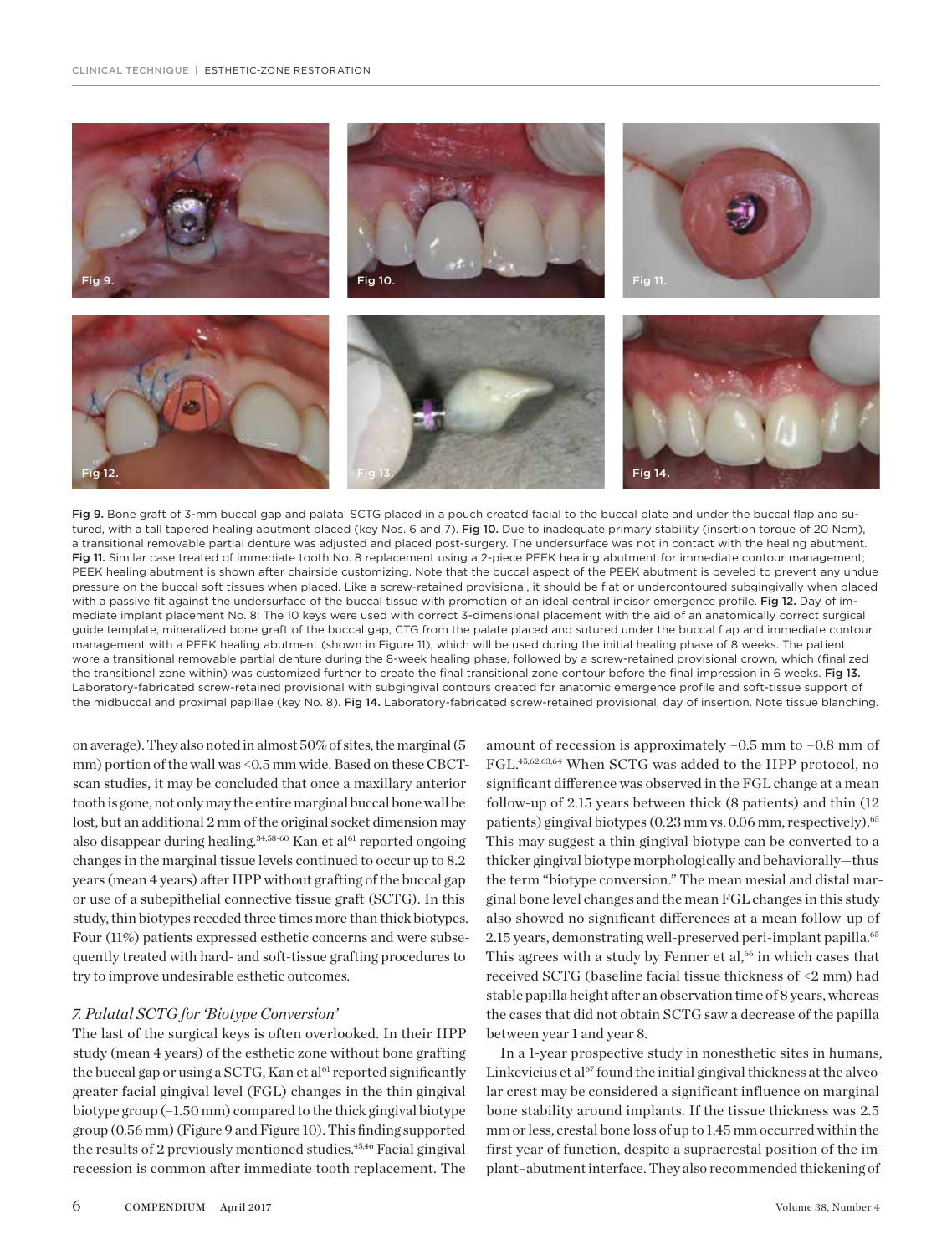Fig 9. Bone graft of 3-mm buccal gap and palatal SCTG placed in a pouch created facial to the buccal plate and under the buccal flap and sutured, with a tall tapered healing abutment placed (key Nos. 6 and 7). **Fig 10.** Due to inadequate primary stability (insertion torque of 20 Ncm), a transitional removable partial denture was adjusted and placed post-surgery. The undersurface was not in contact with the healing abutment. **Fig 11.** Similar case treated of immediate tooth No. 8 replacement using a 2-piece PEEK healing abutment for immediate contour management; PEEK healing abutment is shown after chairside customizing. Note that the buccal aspect of the PEEK abutment is beveled to prevent any undue pressure on the buccal soft tissues when placed. Like a screw-retained provisional, it should be flat or undercontoured subgingivally when placed with a passive fit against the undersurface of the buccal tissue with promotion of an ideal central incisor emergence profile. **Fig 12.** Day of immediate implant placement No. 8: The 10 keys were used with correct 3-dimensional placement with the aid of an anatomically correct surgical guide template, mineralized bone graft of the buccal gap, CTG from the palate placed and sutured under the buccal flap and immediate contour management with a PEEK healing abutment (shown in Figure 11), which will be used during the initial healing phase of 8 weeks. The patient wore a transitional removable partial denture during the 8-week healing phase, followed by a screw-retained provisional crown, which (finalized the transitional zone within) was customized further to create the final transitional zone contour before the final impression in 6 weeks. **Fig 13.** Laboratory-fabricated screw-retained provisional with subgingival contours created for anatomic emergence profile and soft-tissue support of the midbuccal and proximal papillae (key No. 8). **Fig 14.** Laboratory-fabricated screw-retained provisional, day of insertion. Note tissue blanching.

on average). They also noted in almost 50% of sites, the marginal (5 mm) portion of the wall was <0.5 mm wide. Based on these CBCT-scan studies, it may be concluded that once a maxillary anterior tooth is gone, not only may the entire marginal buccal bone wall be lost, but an additional 2 mm of the original socket dimension may also disappear during healing.[34,58-60] Kan et al[61] reported ongoing changes in the marginal tissue levels continued to occur up to 8.2 years (mean 4 years) after IIPP without grafting of the buccal gap or use of a subepithelial connective tissue graft (SCTG). In this study, thin biotypes receded three times more than thick biotypes. Four (11%) patients expressed esthetic concerns and were subsequently treated with hard- and soft-tissue grafting procedures to try to improve undesirable esthetic outcomes.

### *7. Palatal SCTG for 'Biotype Conversion'*

The last of the surgical keys is often overlooked. In their IIPP study (mean 4 years) of the esthetic zone without bone grafting the buccal gap or using a SCTG, Kan et al[61] reported significantly greater facial gingival level (FGL) changes in the thin gingival biotype group (–1.50 mm) compared to the thick gingival biotype group (0.56 mm) (Figure 9 and Figure 10). This finding supported the results of 2 previously mentioned studies.[45,46] Facial gingival recession is common after immediate tooth replacement. The amount of recession is approximately –0.5 mm to –0.8 mm of FGL.[45,62,63,64] When SCTG was added to the IIPP protocol, no significant difference was observed in the FGL change at a mean follow-up of 2.15 years between thick (8 patients) and thin (12 patients) gingival biotypes (0.23 mm vs. 0.06 mm, respectively).[65] This may suggest a thin gingival biotype can be converted to a thicker gingival biotype morphologically and behaviorally—thus the term "biotype conversion." The mean mesial and distal marginal bone level changes and the mean FGL changes in this study also showed no significant differences at a mean follow-up of 2.15 years, demonstrating well-preserved peri-implant papilla.[65] This agrees with a study by Fenner et al,[66] in which cases that received SCTG (baseline facial tissue thickness of <2 mm) had stable papilla height after an observation time of 8 years, whereas the cases that did not obtain SCTG saw a decrease of the papilla between year 1 and year 8.

In a 1-year prospective study in nonesthetic sites in humans, Linkevicius et al[67] found the initial gingival thickness at the alveolar crest may be considered a significant influence on marginal bone stability around implants. If the tissue thickness was 2.5 mm or less, crestal bone loss of up to 1.45 mm occurred within the first year of function, despite a supracrestal position of the implant–abutment interface. They also recommended thickening of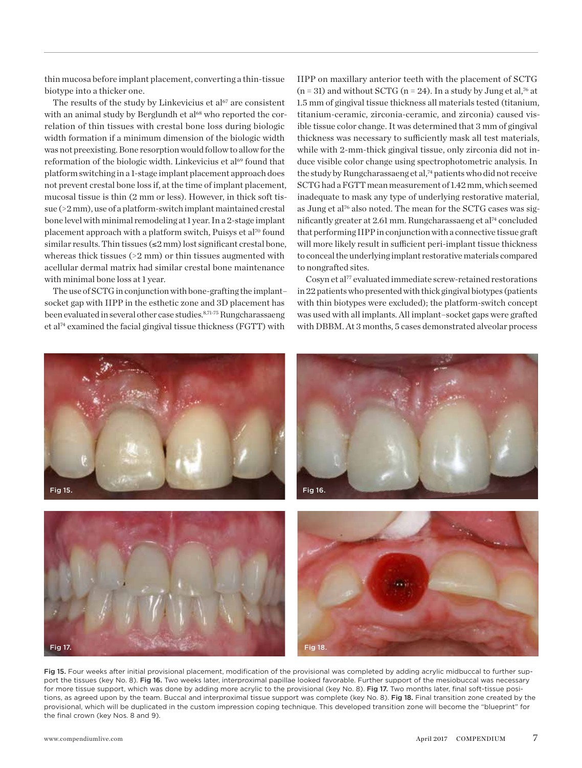thin mucosa before implant placement, converting a thin-tissue biotype into a thicker one.

The results of the study by Linkevicius et al[67] are consistent with an animal study by Berglundh et al[68] who reported the correlation of thin tissues with crestal bone loss during biologic width formation if a minimum dimension of the biologic width was not preexisting. Bone resorption would follow to allow for the reformation of the biologic width. Linkevicius et al[69] found that platform switching in a 1-stage implant placement approach does not prevent crestal bone loss if, at the time of implant placement, mucosal tissue is thin (2 mm or less). However, in thick soft tissue (>2 mm), use of a platform-switch implant maintained crestal bone level with minimal remodeling at 1 year. In a 2-stage implant placement approach with a platform switch, Puisys et al[70] found similar results. Thin tissues (≤2 mm) lost significant crestal bone, whereas thick tissues (>2 mm) or thin tissues augmented with acellular dermal matrix had similar crestal bone maintenance with minimal bone loss at 1 year.

The use of SCTG in conjunction with bone-grafting the implant–socket gap with IIPP in the esthetic zone and 3D placement has been evaluated in several other case studies.[8,71-75] Rungcharassaeng et al[74] examined the facial gingival tissue thickness (FGTT) with IIPP on maxillary anterior teeth with the placement of SCTG (n = 31) and without SCTG (n = 24). In a study by Jung et al,[76] at 1.5 mm of gingival tissue thickness all materials tested (titanium, titanium-ceramic, zirconia-ceramic, and zirconia) caused visible tissue color change. It was determined that 3 mm of gingival thickness was necessary to sufficiently mask all test materials, while with 2-mm-thick gingival tissue, only zirconia did not induce visible color change using spectrophotometric analysis. In the study by Rungcharassaeng et al,[74] patients who did not receive SCTG had a FGTT mean measurement of 1.42 mm, which seemed inadequate to mask any type of underlying restorative material, as Jung et al[76] also noted. The mean for the SCTG cases was significantly greater at 2.61 mm. Rungcharassaeng et al[74] concluded that performing IIPP in conjunction with a connective tissue graft will more likely result in sufficient peri-implant tissue thickness to conceal the underlying implant restorative materials compared to nongrafted sites.

Cosyn et al[77] evaluated immediate screw-retained restorations in 22 patients who presented with thick gingival biotypes (patients with thin biotypes were excluded); the platform-switch concept was used with all implants. All implant–socket gaps were grafted with DBBM. At 3 months, 5 cases demonstrated alveolar process

**Fig 15.** Four weeks after initial provisional placement, modification of the provisional was completed by adding acrylic midbuccal to further support the tissues (key No. 8). **Fig 16.** Two weeks later, interproximal papillae looked favorable. Further support of the mesiobuccal was necessary for more tissue support, which was done by adding more acrylic to the provisional (key No. 8). **Fig 17.** Two months later, final soft-tissue positions, as agreed upon by the team. Buccal and interproximal tissue support was complete (key No. 8). **Fig 18.** Final transition zone created by the provisional, which will be duplicated in the custom impression coping technique. This developed transition zone will become the "blueprint" for the final crown (key Nos. 8 and 9).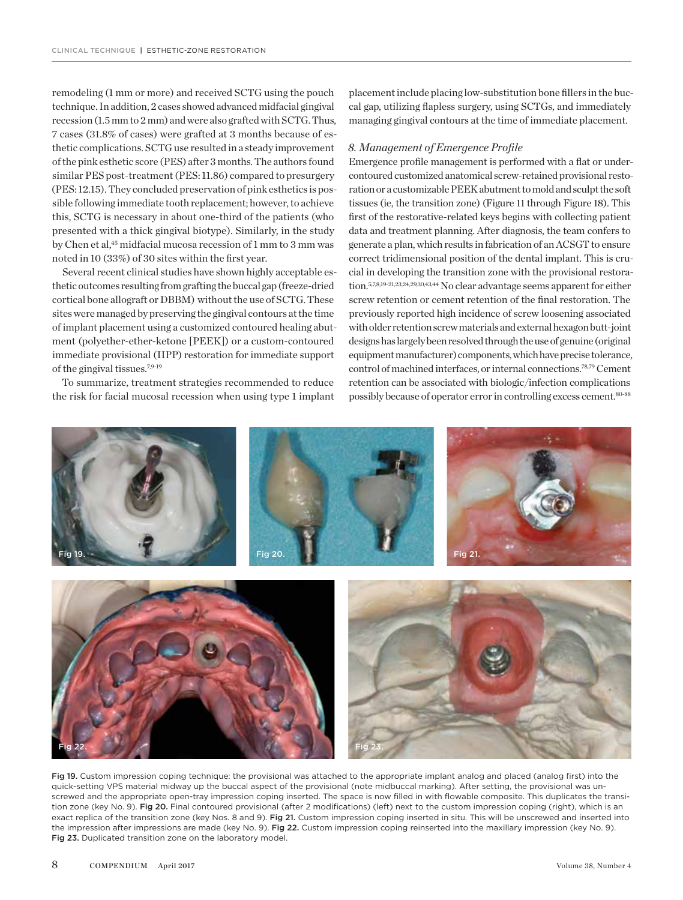remodeling (1 mm or more) and received SCTG using the pouch technique. In addition, 2 cases showed advanced midfacial gingival recession (1.5 mm to 2 mm) and were also grafted with SCTG. Thus, 7 cases (31.8% of cases) were grafted at 3 months because of esthetic complications. SCTG use resulted in a steady improvement of the pink esthetic score (PES) after 3 months. The authors found similar PES post-treatment (PES: 11.86) compared to presurgery (PES: 12.15). They concluded preservation of pink esthetics is possible following immediate tooth replacement; however, to achieve this, SCTG is necessary in about one-third of the patients (who presented with a thick gingival biotype). Similarly, in the study by Chen et al,[45] midfacial mucosa recession of 1 mm to 3 mm was noted in 10 (33%) of 30 sites within the first year.

Several recent clinical studies have shown highly acceptable esthetic outcomes resulting from grafting the buccal gap (freeze-dried cortical bone allograft or DBBM) without the use of SCTG. These sites were managed by preserving the gingival contours at the time of implant placement using a customized contoured healing abutment (polyether-ether-ketone [PEEK]) or a custom-contoured immediate provisional (IIPP) restoration for immediate support of the gingival tissues.[7,9-19]

To summarize, treatment strategies recommended to reduce the risk for facial mucosal recession when using type 1 implant placement include placing low-substitution bone fillers in the buccal gap, utilizing flapless surgery, using SCTGs, and immediately managing gingival contours at the time of immediate placement.

### *8. Management of Emergence Profile*

Emergence profile management is performed with a flat or undercontoured customized anatomical screw-retained provisional restoration or a customizable PEEK abutment to mold and sculpt the soft tissues (ie, the transition zone) (Figure 11 through Figure 18). This first of the restorative-related keys begins with collecting patient data and treatment planning. After diagnosis, the team confers to generate a plan, which results in fabrication of an ACSGT to ensure correct tridimensional position of the dental implant. This is crucial in developing the transition zone with the provisional restoration.[5,7,8,19-21,23,24,29,30,43,44] No clear advantage seems present for either screw retention or cement retention of the final restoration. The previously reported high incidence of screw loosening associated with older retention screw materials and external hexagon butt-joint designs has largely been resolved through the use of genuine (original equipment manufacturer) components, which have precise tolerance, control of machined interfaces, or internal connections.[78,79] Cement retention can be associated with biologic/infection complications possibly because of operator error in controlling excess cement.[80-88]

**Fig 19.** Custom impression coping technique: the provisional was attached to the appropriate implant analog and placed (analog first) into the quick-setting VPS material midway up the buccal aspect of the provisional (note midbuccal marking). After setting, the provisional was unscrewed and the appropriate open-tray impression coping inserted. The space is now filled in with flowable composite. This duplicates the transition zone (key No. 9). **Fig 20.** Final contoured provisional (after 2 modifications) (left) next to the custom impression coping (right), which is an exact replica of the transition zone (key Nos. 8 and 9). **Fig 21.** Custom impression coping inserted in situ. This will be unscrewed and inserted into the impression after impressions are made (key No. 9). **Fig 22.** Custom impression coping reinserted into the maxillary impression (key No. 9). **Fig 23.** Duplicated transition zone on the laboratory model.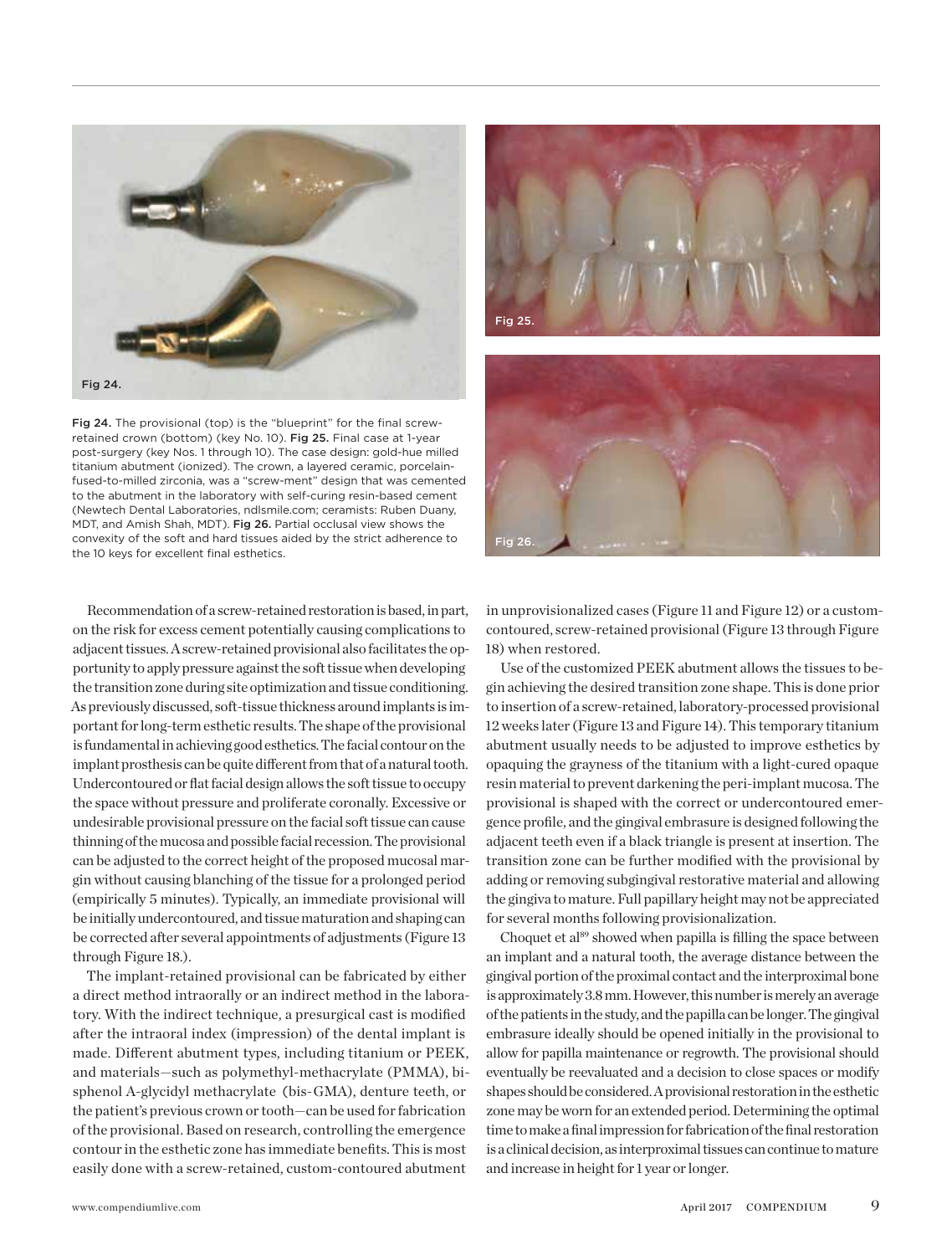Fig 24. The provisional (top) is the "blueprint" for the final screw-retained crown (bottom) (key No. 10). **Fig 25.** Final case at 1-year post-surgery (key Nos. 1 through 10). The case design: gold-hue milled titanium abutment (ionized). The crown, a layered ceramic, porcelain-fused-to-milled zirconia, was a "screw-ment" design that was cemented to the abutment in the laboratory with self-curing resin-based cement (Newtech Dental Laboratories, ndlsmile.com; ceramists: Ruben Duany, MDT, and Amish Shah, MDT). **Fig 26.** Partial occlusal view shows the convexity of the soft and hard tissues aided by the strict adherence to the 10 keys for excellent final esthetics.

Recommendation of a screw-retained restoration is based, in part, on the risk for excess cement potentially causing complications to adjacent tissues. A screw-retained provisional also facilitates the opportunity to apply pressure against the soft tissue when developing the transition zone during site optimization and tissue conditioning. As previously discussed, soft-tissue thickness around implants is important for long-term esthetic results. The shape of the provisional is fundamental in achieving good esthetics. The facial contour on the implant prosthesis can be quite different from that of a natural tooth. Undercontoured or flat facial design allows the soft tissue to occupy the space without pressure and proliferate coronally. Excessive or undesirable provisional pressure on the facial soft tissue can cause thinning of the mucosa and possible facial recession. The provisional can be adjusted to the correct height of the proposed mucosal margin without causing blanching of the tissue for a prolonged period (empirically 5 minutes). Typically, an immediate provisional will be initially undercontoured, and tissue maturation and shaping can be corrected after several appointments of adjustments (Figure 13 through Figure 18.).

The implant-retained provisional can be fabricated by either a direct method intraorally or an indirect method in the laboratory. With the indirect technique, a presurgical cast is modified after the intraoral index (impression) of the dental implant is made. Different abutment types, including titanium or PEEK, and materials—such as polymethyl-methacrylate (PMMA), bisphenol A-glycidyl methacrylate (bis-GMA), denture teeth, or the patient's previous crown or tooth—can be used for fabrication of the provisional. Based on research, controlling the emergence contour in the esthetic zone has immediate benefits. This is most easily done with a screw-retained, custom-contoured abutment in unprovisionalized cases (Figure 11 and Figure 12) or a custom-contoured, screw-retained provisional (Figure 13 through Figure 18) when restored.

Use of the customized PEEK abutment allows the tissues to begin achieving the desired transition zone shape. This is done prior to insertion of a screw-retained, laboratory-processed provisional 12 weeks later (Figure 13 and Figure 14). This temporary titanium abutment usually needs to be adjusted to improve esthetics by opaquing the grayness of the titanium with a light-cured opaque resin material to prevent darkening the peri-implant mucosa. The provisional is shaped with the correct or undercontoured emergence profile, and the gingival embrasure is designed following the adjacent teeth even if a black triangle is present at insertion. The transition zone can be further modified with the provisional by adding or removing subgingival restorative material and allowing the gingiva to mature. Full papillary height may not be appreciated for several months following provisionalization.

Choquet et al[89] showed when papilla is filling the space between an implant and a natural tooth, the average distance between the gingival portion of the proximal contact and the interproximal bone is approximately 3.8 mm. However, this number is merely an average of the patients in the study, and the papilla can be longer. The gingival embrasure ideally should be opened initially in the provisional to allow for papilla maintenance or regrowth. The provisional should eventually be reevaluated and a decision to close spaces or modify shapes should be considered. A provisional restoration in the esthetic zone may be worn for an extended period. Determining the optimal time to make a final impression for fabrication of the final restoration is a clinical decision, as interproximal tissues can continue to mature and increase in height for 1 year or longer.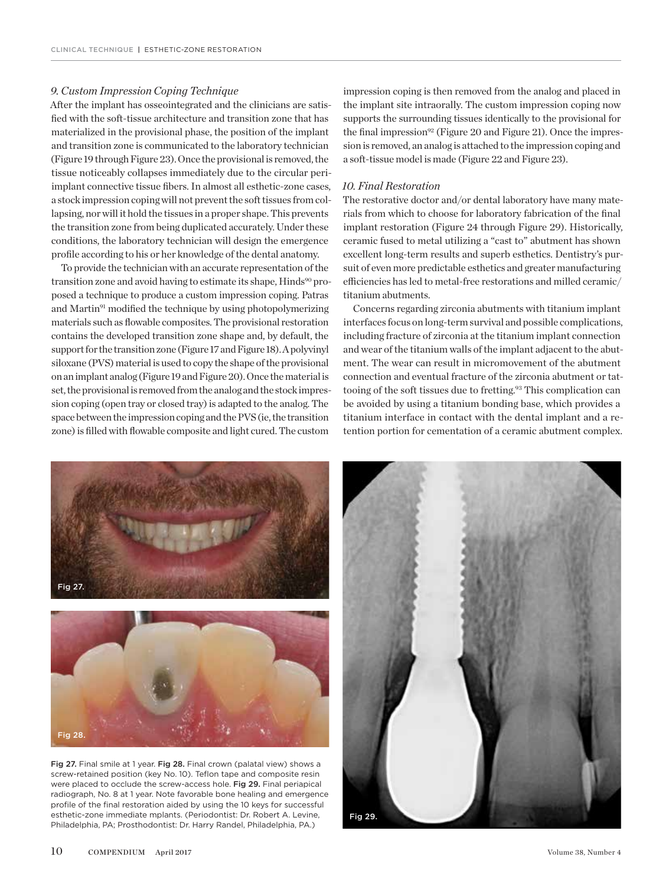### 9. Custom Impression Coping Technique

After the implant has osseointegrated and the clinicians are satisfied with the soft-tissue architecture and transition zone that has materialized in the provisional phase, the position of the implant and transition zone is communicated to the laboratory technician (Figure 19 through Figure 23). Once the provisional is removed, the tissue noticeably collapses immediately due to the circular peri-implant connective tissue fibers. In almost all esthetic-zone cases, a stock impression coping will not prevent the soft tissues from collapsing, nor will it hold the tissues in a proper shape. This prevents the transition zone from being duplicated accurately. Under these conditions, the laboratory technician will design the emergence profile according to his or her knowledge of the dental anatomy.

To provide the technician with an accurate representation of the transition zone and avoid having to estimate its shape, Hinds[90] proposed a technique to produce a custom impression coping. Patras and Martin[91] modified the technique by using photopolymerizing materials such as flowable composites. The provisional restoration contains the developed transition zone shape and, by default, the support for the transition zone (Figure 17 and Figure 18). A polyvinyl siloxane (PVS) material is used to copy the shape of the provisional on an implant analog (Figure 19 and Figure 20). Once the material is set, the provisional is removed from the analog and the stock impression coping (open tray or closed tray) is adapted to the analog. The space between the impression coping and the PVS (ie, the transition zone) is filled with flowable composite and light cured. The custom impression coping is then removed from the analog and placed in the implant site intraorally. The custom impression coping now supports the surrounding tissues identically to the provisional for the final impression[92] (Figure 20 and Figure 21). Once the impression is removed, an analog is attached to the impression coping and a soft-tissue model is made (Figure 22 and Figure 23).

### 10. Final Restoration

The restorative doctor and/or dental laboratory have many materials from which to choose for laboratory fabrication of the final implant restoration (Figure 24 through Figure 29). Historically, ceramic fused to metal utilizing a "cast to" abutment has shown excellent long-term results and superb esthetics. Dentistry's pursuit of even more predictable esthetics and greater manufacturing efficiencies has led to metal-free restorations and milled ceramic/titanium abutments.

Concerns regarding zirconia abutments with titanium implant interfaces focus on long-term survival and possible complications, including fracture of zirconia at the titanium implant connection and wear of the titanium walls of the implant adjacent to the abutment. The wear can result in micromovement of the abutment connection and eventual fracture of the zirconia abutment or tattooing of the soft tissues due to fretting.[93] This complication can be avoided by using a titanium bonding base, which provides a titanium interface in contact with the dental implant and a retention portion for cementation of a ceramic abutment complex.

**Fig 27.** Final smile at 1 year. **Fig 28.** Final crown (palatal view) shows a screw-retained position (key No. 10). Teflon tape and composite resin were placed to occlude the screw-access hole. **Fig 29.** Final periapical radiograph, No. 8 at 1 year. Note favorable bone healing and emergence profile of the final restoration aided by using the 10 keys for successful esthetic-zone immediate mplants. (Periodontist: Dr. Robert A. Levine, Philadelphia, PA; Prosthodontist: Dr. Harry Randel, Philadelphia, PA.)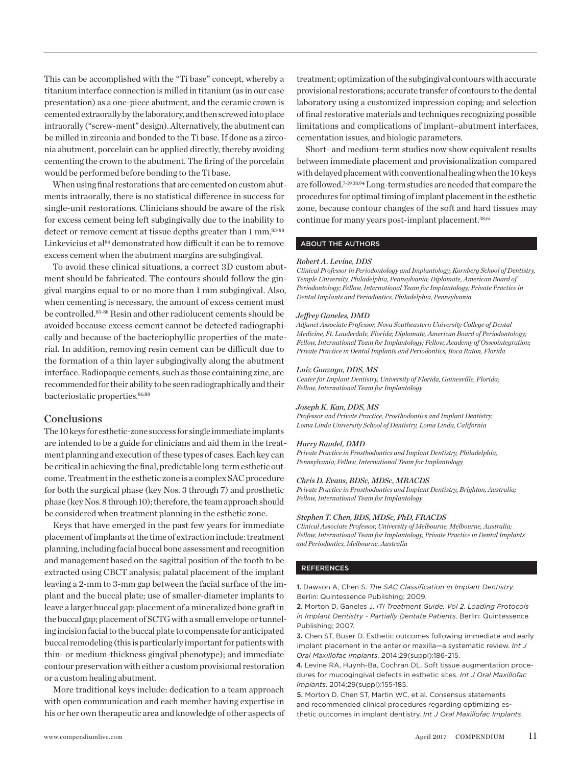This can be accomplished with the "Ti base" concept, whereby a titanium interface connection is milled in titanium (as in our case presentation) as a one-piece abutment, and the ceramic crown is cemented extraorally by the laboratory, and then screwed into place intraorally ("screw-ment" design). Alternatively, the abutment can be milled in zirconia and bonded to the Ti base. If done as a zirconia abutment, porcelain can be applied directly, thereby avoiding cementing the crown to the abutment. The firing of the porcelain would be performed before bonding to the Ti base.

When using final restorations that are cemented on custom abutments intraorally, there is no statistical difference in success for single-unit restorations. Clinicians should be aware of the risk for excess cement being left subgingivally due to the inability to detect or remove cement at tissue depths greater than 1 mm.[83-88] Linkevicius et al[84] demonstrated how difficult it can be to remove excess cement when the abutment margins are subgingival.

To avoid these clinical situations, a correct 3D custom abutment should be fabricated. The contours should follow the gingival margins equal to or no more than 1 mm subgingival. Also, when cementing is necessary, the amount of excess cement must be controlled.[85-88] Resin and other radiolucent cements should be avoided because excess cement cannot be detected radiographically and because of the bacteriophyllic properties of the material. In addition, removing resin cement can be difficult due to the formation of a thin layer subgingivally along the abutment interface. Radiopaque cements, such as those containing zinc, are recommended for their ability to be seen radiographically and their bacteriostatic properties.[86,88]

## Conclusions

The 10 keys for esthetic-zone success for single immediate implants are intended to be a guide for clinicians and aid them in the treatment planning and execution of these types of cases. Each key can be critical in achieving the final, predictable long-term esthetic outcome. Treatment in the esthetic zone is a complex SAC procedure for both the surgical phase (key Nos. 3 through 7) and prosthetic phase (key Nos. 8 through 10); therefore, the team approach should be considered when treatment planning in the esthetic zone.

Keys that have emerged in the past few years for immediate placement of implants at the time of extraction include: treatment planning, including facial buccal bone assessment and recognition and management based on the sagittal position of the tooth to be extracted using CBCT analysis; palatal placement of the implant leaving a 2-mm to 3-mm gap between the facial surface of the implant and the buccal plate; use of smaller-diameter implants to leave a larger buccal gap; placement of a mineralized bone graft in the buccal gap; placement of SCTG with a small envelope or tunneling incision facial to the buccal plate to compensate for anticipated buccal remodeling (this is particularly important for patients with thin- or medium-thickness gingival phenotype); and immediate contour preservation with either a custom provisional restoration or a custom healing abutment.

More traditional keys include: dedication to a team approach with open communication and each member having expertise in his or her own therapeutic area and knowledge of other aspects of treatment; optimization of the subgingival contours with accurate provisional restorations; accurate transfer of contours to the dental laboratory using a customized impression coping; and selection of final restorative materials and techniques recognizing possible limitations and complications of implant–abutment interfaces, cementation issues, and biologic parameters.

Short- and medium-term studies now show equivalent results between immediate placement and provisionalization compared with delayed placement with conventional healing when the 10 keys are followed.[7-19,38,94] Long-term studies are needed that compare the procedures for optimal timing of implant placement in the esthetic zone, because contour changes of the soft and hard tissues may continue for many years post-implant placement.[38,61]

## ABOUT THE AUTHORS

*Robert A. Levine, DDS*
*Clinical Professor in Periodontology and Implantology, Kornberg School of Dentistry, Temple University, Philadelphia, Pennsylvania; Diplomate, American Board of Periodontology; Fellow, International Team for Implantology; Private Practice in Dental Implants and Periodontics, Philadelphia, Pennsylvania*

*Jeffrey Ganeles, DMD*
*Adjunct Associate Professor, Nova Southeastern University College of Dental Medicine, Ft. Lauderdale, Florida; Diplomate, American Board of Periodontology; Fellow, International Team for Implantology; Fellow, Academy of Osseointegration; Private Practice in Dental Implants and Periodontics, Boca Raton, Florida*

*Luiz Gonzaga, DDS, MS*
*Center for Implant Dentistry, University of Florida, Gainesville, Florida; Fellow, International Team for Implantology*

*Joseph K. Kan, DDS, MS*
*Professor and Private Practice, Prosthodontics and Implant Dentistry, Loma Linda University School of Dentistry, Loma Linda, California*

*Harry Randel, DMD*
*Private Practice in Prosthodontics and Implant Dentistry, Philadelphia, Pennsylvania; Fellow, International Team for Implantology*

*Chris D. Evans, BDSc, MDSc, MRACDS*
*Private Practice in Prosthodontics and Implant Dentistry, Brighton, Australia; Fellow, International Team for Implantology*

*Stephen T. Chen, BDS, MDSc, PhD, FRACDS*
*Clinical Associate Professor, University of Melbourne, Melbourne, Australia; Fellow, International Team for Implantology, Private Practice in Dental Implants and Periodontics, Melbourne, Australia*

## REFERENCES

1. Dawson A, Chen S. *The SAC Classification in Implant Dentistry*. Berlin: Quintessence Publishing; 2009.
2. Morton D, Ganeles J. *ITI Treatment Guide. Vol 2. Loading Protocols in Implant Dentistry - Partially Dentate Patients*. Berlin: Quintessence Publishing; 2007.
3. Chen ST, Buser D. Esthetic outcomes following immediate and early implant placement in the anterior maxilla—a systematic review. *Int J Oral Maxillofac Implants*. 2014;29(suppl):186-215.
4. Levine RA, Huynh-Ba, Cochran DL. Soft tissue augmentation procedures for mucogingival defects in esthetic sites. *Int J Oral Maxillofac Implants*. 2014;29(suppl):155-185.
5. Morton D, Chen ST, Martin WC, et al. Consensus statements and recommended clinical procedures regarding optimizing esthetic outcomes in implant dentistry. *Int J Oral Maxillofac Implants*.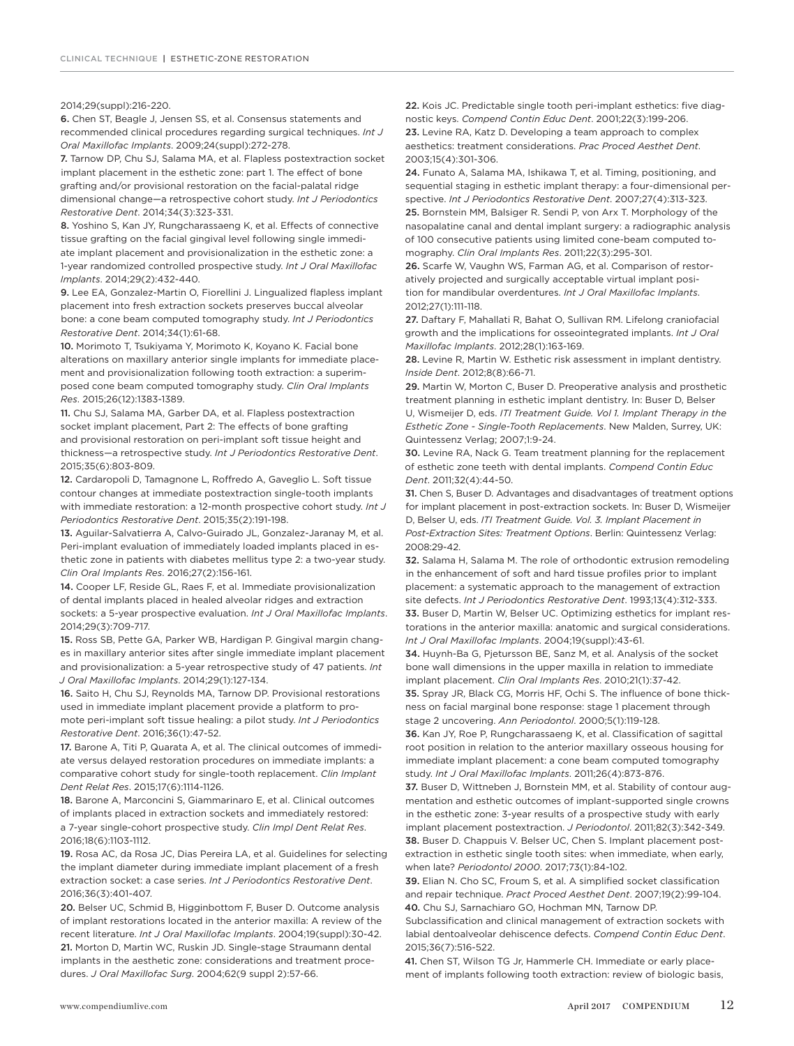2014;29(suppl):216-220.

**6.** Chen ST, Beagle J, Jensen SS, et al. Consensus statements and recommended clinical procedures regarding surgical techniques. *Int J Oral Maxillofac Implants*. 2009;24(suppl):272-278.

**7.** Tarnow DP, Chu SJ, Salama MA, et al. Flapless postextraction socket implant placement in the esthetic zone: part 1. The effect of bone grafting and/or provisional restoration on the facial-palatal ridge dimensional change—a retrospective cohort study. *Int J Periodontics Restorative Dent*. 2014;34(3):323-331.

**8.** Yoshino S, Kan JY, Rungcharassaeng K, et al. Effects of connective tissue grafting on the facial gingival level following single immediate implant placement and provisionalization in the esthetic zone: a 1-year randomized controlled prospective study. *Int J Oral Maxillofac Implants*. 2014;29(2):432-440.

**9.** Lee EA, Gonzalez-Martin O, Fiorellini J. Lingualized flapless implant placement into fresh extraction sockets preserves buccal alveolar bone: a cone beam computed tomography study. *Int J Periodontics Restorative Dent*. 2014;34(1):61-68.

**10.** Morimoto T, Tsukiyama Y, Morimoto K, Koyano K. Facial bone alterations on maxillary anterior single implants for immediate placement and provisionalization following tooth extraction: a superimposed cone beam computed tomography study. *Clin Oral Implants Res*. 2015;26(12):1383-1389.

**11.** Chu SJ, Salama MA, Garber DA, et al. Flapless postextraction socket implant placement, Part 2: The effects of bone grafting and provisional restoration on peri-implant soft tissue height and thickness—a retrospective study. *Int J Periodontics Restorative Dent*. 2015;35(6):803-809.

**12.** Cardaropoli D, Tamagnone L, Roffredo A, Gaveglio L. Soft tissue contour changes at immediate postextraction single-tooth implants with immediate restoration: a 12-month prospective cohort study. *Int J Periodontics Restorative Dent*. 2015;35(2):191-198.

**13.** Aguilar-Salvatierra A, Calvo-Guirado JL, Gonzalez-Jaranay M, et al. Peri-implant evaluation of immediately loaded implants placed in esthetic zone in patients with diabetes mellitus type 2: a two-year study. *Clin Oral Implants Res*. 2016;27(2):156-161.

**14.** Cooper LF, Reside GL, Raes F, et al. Immediate provisionalization of dental implants placed in healed alveolar ridges and extraction sockets: a 5-year prospective evaluation. *Int J Oral Maxillofac Implants*. 2014;29(3):709-717.

**15.** Ross SB, Pette GA, Parker WB, Hardigan P. Gingival margin changes in maxillary anterior sites after single immediate implant placement and provisionalization: a 5-year retrospective study of 47 patients. *Int J Oral Maxillofac Implants*. 2014;29(1):127-134.

**16.** Saito H, Chu SJ, Reynolds MA, Tarnow DP. Provisional restorations used in immediate implant placement provide a platform to promote peri-implant soft tissue healing: a pilot study. *Int J Periodontics Restorative Dent*. 2016;36(1):47-52.

**17.** Barone A, Titi P, Quarata A, et al. The clinical outcomes of immediate versus delayed restoration procedures on immediate implants: a comparative cohort study for single-tooth replacement. *Clin Implant Dent Relat Res*. 2015;17(6):1114-1126.

**18.** Barone A, Marconcini S, Giammarinaro E, et al. Clinical outcomes of implants placed in extraction sockets and immediately restored: a 7-year single-cohort prospective study. *Clin Impl Dent Relat Res*. 2016;18(6):1103-1112.

**19.** Rosa AC, da Rosa JC, Dias Pereira LA, et al. Guidelines for selecting the implant diameter during immediate implant placement of a fresh extraction socket: a case series. *Int J Periodontics Restorative Dent*. 2016;36(3):401-407.

**20.** Belser UC, Schmid B, Higginbottom F, Buser D. Outcome analysis of implant restorations located in the anterior maxilla: A review of the recent literature. *Int J Oral Maxillofac Implants*. 2004;19(suppl):30-42.

**21.** Morton D, Martin WC, Ruskin JD. Single-stage Straumann dental implants in the aesthetic zone: considerations and treatment procedures. *J Oral Maxillofac Surg*. 2004;62(9 suppl 2):57-66.

**22.** Kois JC. Predictable single tooth peri-implant esthetics: five diagnostic keys. *Compend Contin Educ Dent*. 2001;22(3):199-206.

**23.** Levine RA, Katz D. Developing a team approach to complex aesthetics: treatment considerations. *Prac Proced Aesthet Dent*. 2003;15(4):301-306.

**24.** Funato A, Salama MA, Ishikawa T, et al. Timing, positioning, and sequential staging in esthetic implant therapy: a four-dimensional perspective. *Int J Periodontics Restorative Dent*. 2007;27(4):313-323.

**25.** Bornstein MM, Balsiger R. Sendi P, von Arx T. Morphology of the nasopalatine canal and dental implant surgery: a radiographic analysis of 100 consecutive patients using limited cone-beam computed tomography. *Clin Oral Implants Res*. 2011;22(3):295-301.

**26.** Scarfe W, Vaughn WS, Farman AG, et al. Comparison of restoratively projected and surgically acceptable virtual implant position for mandibular overdentures. *Int J Oral Maxillofac Implants*. 2012;27(1):111-118.

**27.** Daftary F, Mahallati R, Bahat O, Sullivan RM. Lifelong craniofacial growth and the implications for osseointegrated implants. *Int J Oral Maxillofac Implants*. 2012;28(1):163-169.

**28.** Levine R, Martin W. Esthetic risk assessment in implant dentistry. *Inside Dent*. 2012;8(8):66-71.

**29.** Martin W, Morton C, Buser D. Preoperative analysis and prosthetic treatment planning in esthetic implant dentistry. In: Buser D, Belser U, Wismeijer D, eds. *ITI Treatment Guide. Vol 1. Implant Therapy in the Esthetic Zone - Single-Tooth Replacements*. New Malden, Surrey, UK: Quintessenz Verlag; 2007;1:9-24.

**30.** Levine RA, Nack G. Team treatment planning for the replacement of esthetic zone teeth with dental implants. *Compend Contin Educ Dent*. 2011;32(4):44-50.

**31.** Chen S, Buser D. Advantages and disadvantages of treatment options for implant placement in post-extraction sockets. In: Buser D, Wismeijer D, Belser U, eds. *ITI Treatment Guide. Vol. 3. Implant Placement in Post-Extraction Sites: Treatment Options*. Berlin: Quintessenz Verlag: 2008:29-42.

**32.** Salama H, Salama M. The role of orthodontic extrusion remodeling in the enhancement of soft and hard tissue profiles prior to implant placement: a systematic approach to the management of extraction site defects. *Int J Periodontics Restorative Dent*. 1993;13(4):312-333.

**33.** Buser D, Martin W, Belser UC. Optimizing esthetics for implant restorations in the anterior maxilla: anatomic and surgical considerations. *Int J Oral Maxillofac Implants*. 2004;19(suppl):43-61.

**34.** Huynh-Ba G, Pjetursson BE, Sanz M, et al. Analysis of the socket bone wall dimensions in the upper maxilla in relation to immediate implant placement. *Clin Oral Implants Res*. 2010;21(1):37-42.

**35.** Spray JR, Black CG, Morris HF, Ochi S. The influence of bone thickness on facial marginal bone response: stage 1 placement through stage 2 uncovering. *Ann Periodontol*. 2000;5(1):119-128.

**36.** Kan JY, Roe P, Rungcharassaeng K, et al. Classification of sagittal root position in relation to the anterior maxillary osseous housing for immediate implant placement: a cone beam computed tomography study. *Int J Oral Maxillofac Implants*. 2011;26(4):873-876.

**37.** Buser D, Wittneben J, Bornstein MM, et al. Stability of contour augmentation and esthetic outcomes of implant-supported single crowns in the esthetic zone: 3-year results of a prospective study with early implant placement postextraction. *J Periodontol*. 2011;82(3):342-349.

**38.** Buser D. Chappuis V. Belser UC, Chen S. Implant placement post-extraction in esthetic single tooth sites: when immediate, when early, when late? *Periodontol 2000*. 2017;73(1):84-102.

**39.** Elian N. Cho SC, Froum S, et al. A simplified socket classification and repair technique. *Pract Proced Aesthet Dent*. 2007;19(2):99-104.

**40.** Chu SJ, Sarnachiaro GO, Hochman MN, Tarnow DP. Subclassification and clinical management of extraction sockets with labial dentoalveolar dehiscence defects. *Compend Contin Educ Dent*. 2015;36(7):516-522.

**41.** Chen ST, Wilson TG Jr, Hammerle CH. Immediate or early placement of implants following tooth extraction: review of biologic basis,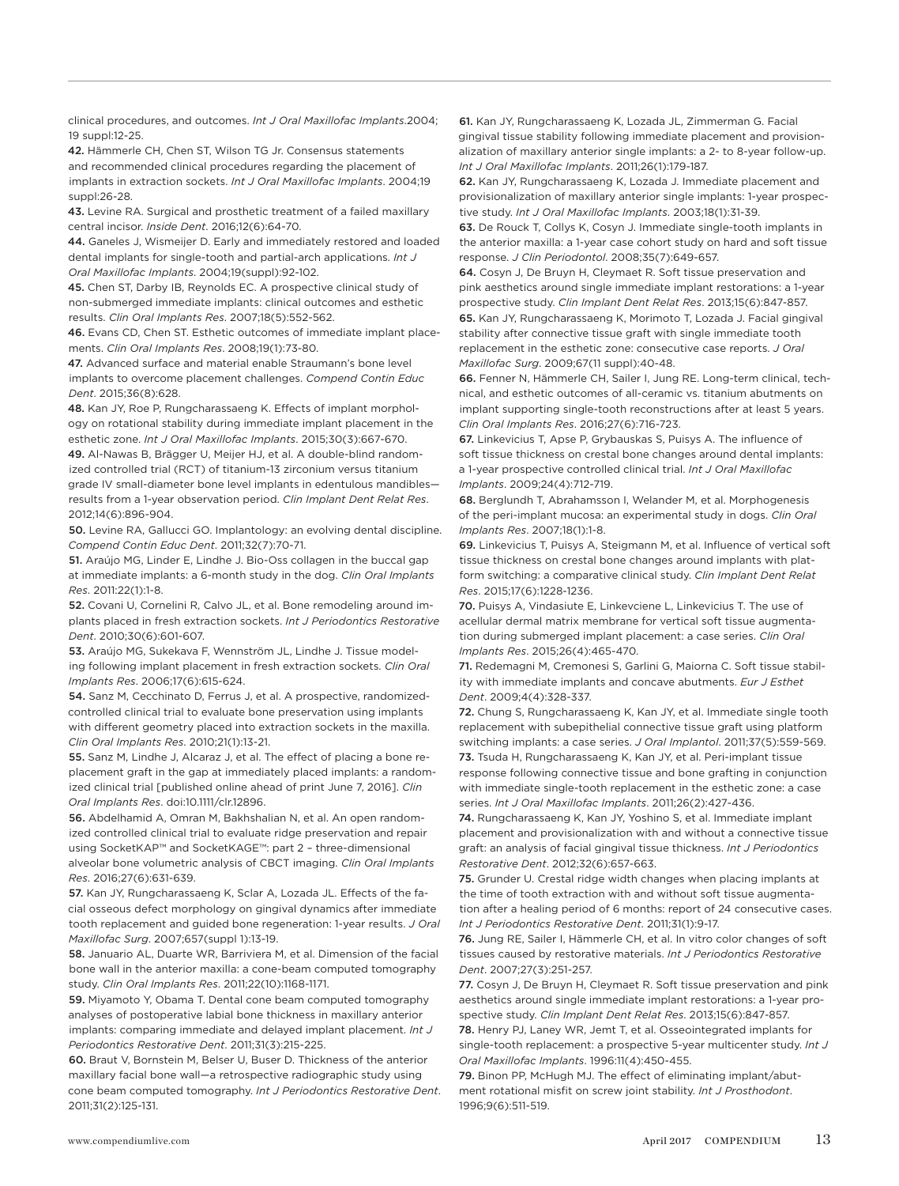clinical procedures, and outcomes. *Int J Oral Maxillofac Implants*.2004; 19 suppl:12-25.

**42.** Hämmerle CH, Chen ST, Wilson TG Jr. Consensus statements and recommended clinical procedures regarding the placement of implants in extraction sockets. *Int J Oral Maxillofac Implants*. 2004;19 suppl:26-28.

**43.** Levine RA. Surgical and prosthetic treatment of a failed maxillary central incisor. *Inside Dent*. 2016;12(6):64-70.

**44.** Ganeles J, Wismeijer D. Early and immediately restored and loaded dental implants for single-tooth and partial-arch applications. *Int J Oral Maxillofac Implants*. 2004;19(suppl):92-102.

**45.** Chen ST, Darby IB, Reynolds EC. A prospective clinical study of non-submerged immediate implants: clinical outcomes and esthetic results. *Clin Oral Implants Res*. 2007;18(5):552-562.

**46.** Evans CD, Chen ST. Esthetic outcomes of immediate implant placements. *Clin Oral Implants Res*. 2008;19(1):73-80.

**47.** Advanced surface and material enable Straumann's bone level implants to overcome placement challenges. *Compend Contin Educ Dent*. 2015;36(8):628.

**48.** Kan JY, Roe P, Rungcharassaeng K. Effects of implant morphology on rotational stability during immediate implant placement in the esthetic zone. *Int J Oral Maxillofac Implants*. 2015;30(3):667-670.

**49.** Al-Nawas B, Brägger U, Meijer HJ, et al. A double-blind randomized controlled trial (RCT) of titanium-13 zirconium versus titanium grade IV small-diameter bone level implants in edentulous mandibles—results from a 1-year observation period. *Clin Implant Dent Relat Res*. 2012;14(6):896-904.

**50.** Levine RA, Gallucci GO. Implantology: an evolving dental discipline. *Compend Contin Educ Dent*. 2011;32(7):70-71.

**51.** Araújo MG, Linder E, Lindhe J. Bio-Oss collagen in the buccal gap at immediate implants: a 6-month study in the dog. *Clin Oral Implants Res*. 2011:22(1):1-8.

**52.** Covani U, Cornelini R, Calvo JL, et al. Bone remodeling around implants placed in fresh extraction sockets. *Int J Periodontics Restorative Dent*. 2010;30(6):601-607.

**53.** Araújo MG, Sukekava F, Wennström JL, Lindhe J. Tissue modeling following implant placement in fresh extraction sockets. *Clin Oral Implants Res*. 2006;17(6):615-624.

**54.** Sanz M, Cecchinato D, Ferrus J, et al. A prospective, randomized-controlled clinical trial to evaluate bone preservation using implants with different geometry placed into extraction sockets in the maxilla. *Clin Oral Implants Res*. 2010;21(1):13-21.

**55.** Sanz M, Lindhe J, Alcaraz J, et al. The effect of placing a bone replacement graft in the gap at immediately placed implants: a randomized clinical trial [published online ahead of print June 7, 2016]. *Clin Oral Implants Res*. doi:10.1111/clr.12896.

**56.** Abdelhamid A, Omran M, Bakhshalian N, et al. An open randomized controlled clinical trial to evaluate ridge preservation and repair using SocketKAP™ and SocketKAGE™: part 2 – three-dimensional alveolar bone volumetric analysis of CBCT imaging. *Clin Oral Implants Res*. 2016;27(6):631-639.

**57.** Kan JY, Rungcharassaeng K, Sclar A, Lozada JL. Effects of the facial osseous defect morphology on gingival dynamics after immediate tooth replacement and guided bone regeneration: 1-year results. *J Oral Maxillofac Surg*. 2007;657(suppl 1):13-19.

**58.** Januario AL, Duarte WR, Barriviera M, et al. Dimension of the facial bone wall in the anterior maxilla: a cone-beam computed tomography study. *Clin Oral Implants Res*. 2011;22(10):1168-1171.

**59.** Miyamoto Y, Obama T. Dental cone beam computed tomography analyses of postoperative labial bone thickness in maxillary anterior implants: comparing immediate and delayed implant placement. *Int J Periodontics Restorative Dent*. 2011;31(3):215-225.

**60.** Braut V, Bornstein M, Belser U, Buser D. Thickness of the anterior maxillary facial bone wall—a retrospective radiographic study using cone beam computed tomography. *Int J Periodontics Restorative Dent*. 2011;31(2):125-131.

**61.** Kan JY, Rungcharassaeng K, Lozada JL, Zimmerman G. Facial gingival tissue stability following immediate placement and provisionalization of maxillary anterior single implants: a 2- to 8-year follow-up. *Int J Oral Maxillofac Implants*. 2011;26(1):179-187.

**62.** Kan JY, Rungcharassaeng K, Lozada J. Immediate placement and provisionalization of maxillary anterior single implants: 1-year prospective study. *Int J Oral Maxillofac Implants*. 2003;18(1):31-39.

**63.** De Rouck T, Collys K, Cosyn J. Immediate single-tooth implants in the anterior maxilla: a 1-year case cohort study on hard and soft tissue response. *J Clin Periodontol*. 2008;35(7):649-657.

**64.** Cosyn J, De Bruyn H, Cleymaet R. Soft tissue preservation and pink aesthetics around single immediate implant restorations: a 1-year prospective study. *Clin Implant Dent Relat Res*. 2013;15(6):847-857.

**65.** Kan JY, Rungcharassaeng K, Morimoto T, Lozada J. Facial gingival stability after connective tissue graft with single immediate tooth replacement in the esthetic zone: consecutive case reports. *J Oral Maxillofac Surg*. 2009;67(11 suppl):40-48.

**66.** Fenner N, Hämmerle CH, Sailer I, Jung RE. Long-term clinical, technical, and esthetic outcomes of all-ceramic vs. titanium abutments on implant supporting single-tooth reconstructions after at least 5 years. *Clin Oral Implants Res*. 2016;27(6):716-723.

**67.** Linkevicius T, Apse P, Grybauskas S, Puisys A. The influence of soft tissue thickness on crestal bone changes around dental implants: a 1-year prospective controlled clinical trial. *Int J Oral Maxillofac Implants*. 2009;24(4):712-719.

**68.** Berglundh T, Abrahamsson I, Welander M, et al. Morphogenesis of the peri-implant mucosa: an experimental study in dogs. *Clin Oral Implants Res*. 2007;18(1):1-8.

**69.** Linkevicius T, Puisys A, Steigmann M, et al. Influence of vertical soft tissue thickness on crestal bone changes around implants with platform switching: a comparative clinical study. *Clin Implant Dent Relat Res*. 2015;17(6):1228-1236.

**70.** Puisys A, Vindasiute E, Linkevciene L, Linkevicius T. The use of acellular dermal matrix membrane for vertical soft tissue augmentation during submerged implant placement: a case series. *Clin Oral Implants Res*. 2015;26(4):465-470.

**71.** Redemagni M, Cremonesi S, Garlini G, Maiorna C. Soft tissue stability with immediate implants and concave abutments. *Eur J Esthet Dent*. 2009;4(4):328-337.

**72.** Chung S, Rungcharassaeng K, Kan JY, et al. Immediate single tooth replacement with subepithelial connective tissue graft using platform switching implants: a case series. *J Oral Implantol*. 2011;37(5):559-569.

**73.** Tsuda H, Rungcharassaeng K, Kan JY, et al. Peri-implant tissue response following connective tissue and bone grafting in conjunction with immediate single-tooth replacement in the esthetic zone: a case series. *Int J Oral Maxillofac Implants*. 2011;26(2):427-436.

**74.** Rungcharassaeng K, Kan JY, Yoshino S, et al. Immediate implant placement and provisionalization with and without a connective tissue graft: an analysis of facial gingival tissue thickness. *Int J Periodontics Restorative Dent*. 2012;32(6):657-663.

**75.** Grunder U. Crestal ridge width changes when placing implants at the time of tooth extraction with and without soft tissue augmentation after a healing period of 6 months: report of 24 consecutive cases. *Int J Periodontics Restorative Dent*. 2011;31(1):9-17.

**76.** Jung RE, Sailer I, Hämmerle CH, et al. In vitro color changes of soft tissues caused by restorative materials. *Int J Periodontics Restorative Dent*. 2007;27(3):251-257.

**77.** Cosyn J, De Bruyn H, Cleymaet R. Soft tissue preservation and pink aesthetics around single immediate implant restorations: a 1-year prospective study. *Clin Implant Dent Relat Res*. 2013;15(6):847-857.

**78.** Henry PJ, Laney WR, Jemt T, et al. Osseointegrated implants for single-tooth replacement: a prospective 5-year multicenter study. *Int J Oral Maxillofac Implants*. 1996:11(4):450-455.

**79.** Binon PP, McHugh MJ. The effect of eliminating implant/abutment rotational misfit on screw joint stability. *Int J Prosthodont*. 1996;9(6):511-519.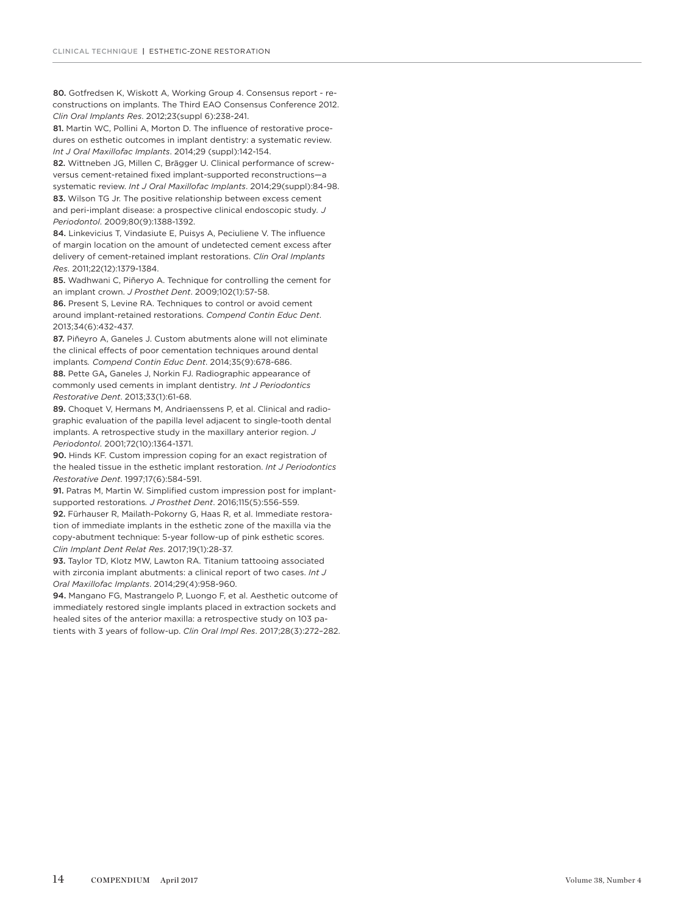**80.** Gotfredsen K, Wiskott A, Working Group 4. Consensus report - reconstructions on implants. The Third EAO Consensus Conference 2012. *Clin Oral Implants Res*. 2012;23(suppl 6):238-241.

**81.** Martin WC, Pollini A, Morton D. The influence of restorative procedures on esthetic outcomes in implant dentistry: a systematic review. *Int J Oral Maxillofac Implants*. 2014;29 (suppl):142-154.

**82.** Wittneben JG, Millen C, Brägger U. Clinical performance of screw- versus cement-retained fixed implant-supported reconstructions—a systematic review. *Int J Oral Maxillofac Implants*. 2014;29(suppl):84-98.

**83.** Wilson TG Jr. The positive relationship between excess cement and peri-implant disease: a prospective clinical endoscopic study. *J Periodontol*. 2009;80(9):1388-1392.

**84.** Linkevicius T, Vindasiute E, Puisys A, Peciuliene V. The influence of margin location on the amount of undetected cement excess after delivery of cement-retained implant restorations. *Clin Oral Implants Res*. 2011;22(12):1379-1384.

**85.** Wadhwani C, Piñeryo A. Technique for controlling the cement for an implant crown. *J Prosthet Dent*. 2009;102(1):57-58.

**86.** Present S, Levine RA. Techniques to control or avoid cement around implant-retained restorations. *Compend Contin Educ Dent*. 2013;34(6):432-437.

**87.** Piñeyro A, Ganeles J. Custom abutments alone will not eliminate the clinical effects of poor cementation techniques around dental implants. *Compend Contin Educ Dent*. 2014;35(9):678-686.

**88.** Pette GA, Ganeles J, Norkin FJ. Radiographic appearance of commonly used cements in implant dentistry. *Int J Periodontics Restorative Dent*. 2013;33(1):61-68.

**89.** Choquet V, Hermans M, Andriaenssens P, et al. Clinical and radiographic evaluation of the papilla level adjacent to single-tooth dental implants. A retrospective study in the maxillary anterior region. *J Periodontol*. 2001;72(10):1364-1371.

**90.** Hinds KF. Custom impression coping for an exact registration of the healed tissue in the esthetic implant restoration. *Int J Periodontics Restorative Dent*. 1997;17(6):584-591.

**91.** Patras M, Martin W. Simplified custom impression post for implant-supported restorations. *J Prosthet Dent*. 2016;115(5):556-559.

**92.** Fürhauser R, Mailath-Pokorny G, Haas R, et al. Immediate restoration of immediate implants in the esthetic zone of the maxilla via the copy-abutment technique: 5-year follow-up of pink esthetic scores. *Clin Implant Dent Relat Res*. 2017;19(1):28-37.

**93.** Taylor TD, Klotz MW, Lawton RA. Titanium tattooing associated with zirconia implant abutments: a clinical report of two cases. *Int J Oral Maxillofac Implants*. 2014;29(4):958-960.

**94.** Mangano FG, Mastrangelo P, Luongo F, et al. Aesthetic outcome of immediately restored single implants placed in extraction sockets and healed sites of the anterior maxilla: a retrospective study on 103 patients with 3 years of follow-up. *Clin Oral Impl Res*. 2017;28(3):272–282.